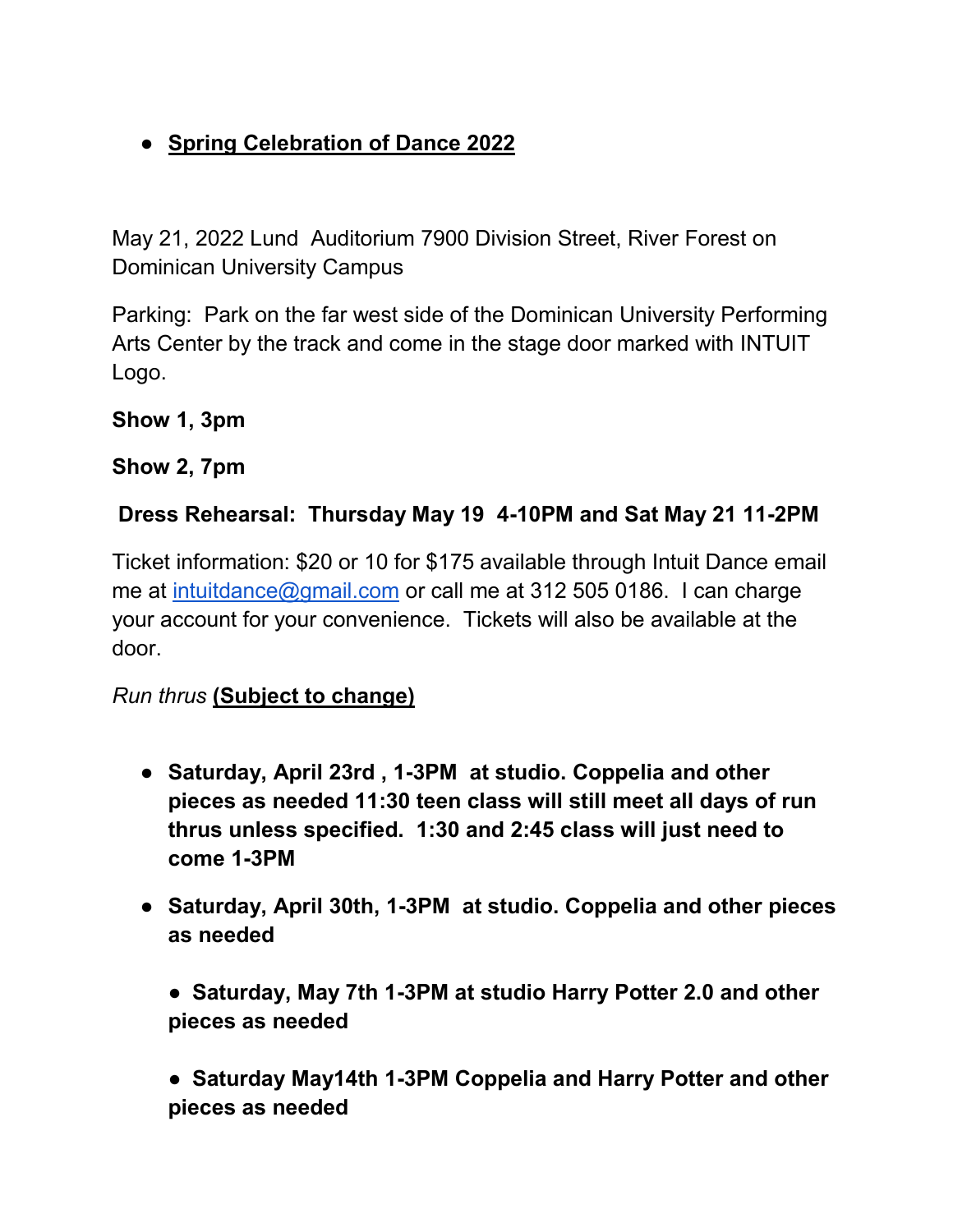- **Spring Celebration of Dance 2022**

May 21, 2022 Lund Auditorium 7900 Division Street, River Forest on Dominican University Campus

Parking: Park on the far west side of the Dominican University Performing Arts Center by the track and come in the stage door marked with INTUIT Logo.

**Show 1, 3pm**

**Show 2, 7pm**

**Dress Rehearsal: Thursday May 19 4-10PM and Sat May 21 11-2PM**

Ticket information: $20 or 10 for $175 available through Intuit Dance email me at [intuitdance@gmail.com](mailto:intuitdance@gmail.com) or call me at 312 505 0186. I can charge your account for your convenience. Tickets will also be available at the door.

*Run thrus* **(Subject to change)**

- **Saturday, April 23rd , 1-3PM at studio. Coppelia and other pieces as needed 11:30 teen class will still meet all days of run thrus unless specified. 1:30 and 2:45 class will just need to come 1-3PM**
- **Saturday, April 30th, 1-3PM at studio. Coppelia and other pieces as needed**
- **Saturday, May 7th 1-3PM at studio Harry Potter 2.0 and other pieces as needed**
- **Saturday May14th 1-3PM Coppelia and Harry Potter and other pieces as needed**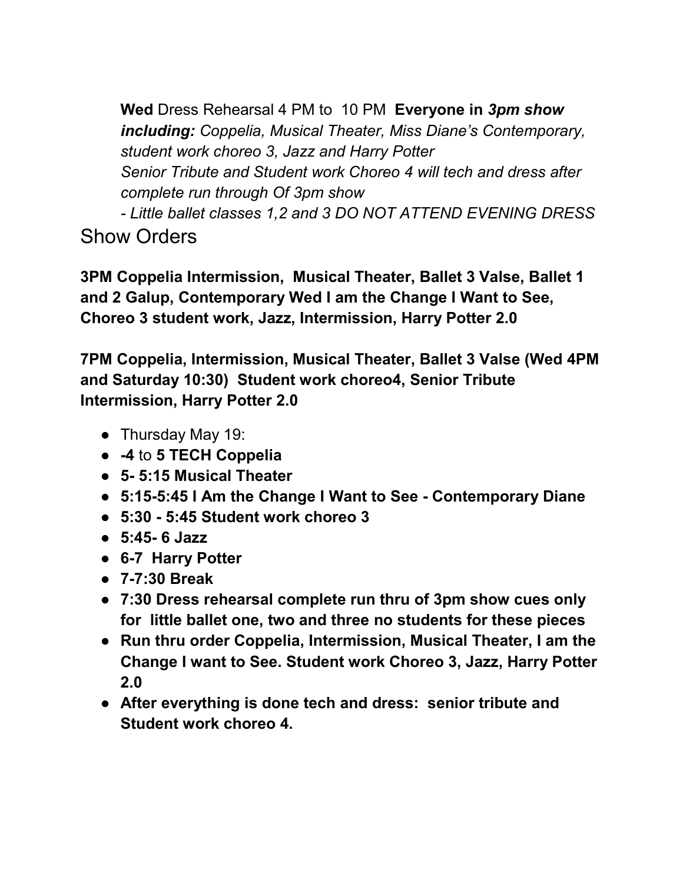**Wed** Dress Rehearsal 4 PM to 10 PM **Everyone in *3pm show including:*** *Coppelia, Musical Theater, Miss Diane's Contemporary, student work choreo 3, Jazz and Harry Potter*
*Senior Tribute and Student work Choreo 4 will tech and dress after complete run through Of 3pm show*
*- Little ballet classes 1,2 and 3 DO NOT ATTEND EVENING DRESS*

## Show Orders

**3PM Coppelia Intermission, Musical Theater, Ballet 3 Valse, Ballet 1 and 2 Galup, Contemporary Wed I am the Change I Want to See, Choreo 3 student work, Jazz, Intermission, Harry Potter 2.0**

**7PM Coppelia, Intermission, Musical Theater, Ballet 3 Valse (Wed 4PM and Saturday 10:30) Student work choreo4, Senior Tribute Intermission, Harry Potter 2.0**

- Thursday May 19:
- **-4** to **5 TECH Coppelia**
- **5- 5:15 Musical Theater**
- **5:15-5:45 I Am the Change I Want to See - Contemporary Diane**
- **5:30 - 5:45 Student work choreo 3**
- **5:45- 6 Jazz**
- **6-7 Harry Potter**
- **7-7:30 Break**
- **7:30 Dress rehearsal complete run thru of 3pm show cues only for little ballet one, two and three no students for these pieces**
- **Run thru order Coppelia, Intermission, Musical Theater, I am the Change I want to See. Student work Choreo 3, Jazz, Harry Potter 2.0**
- **After everything is done tech and dress: senior tribute and Student work choreo 4.**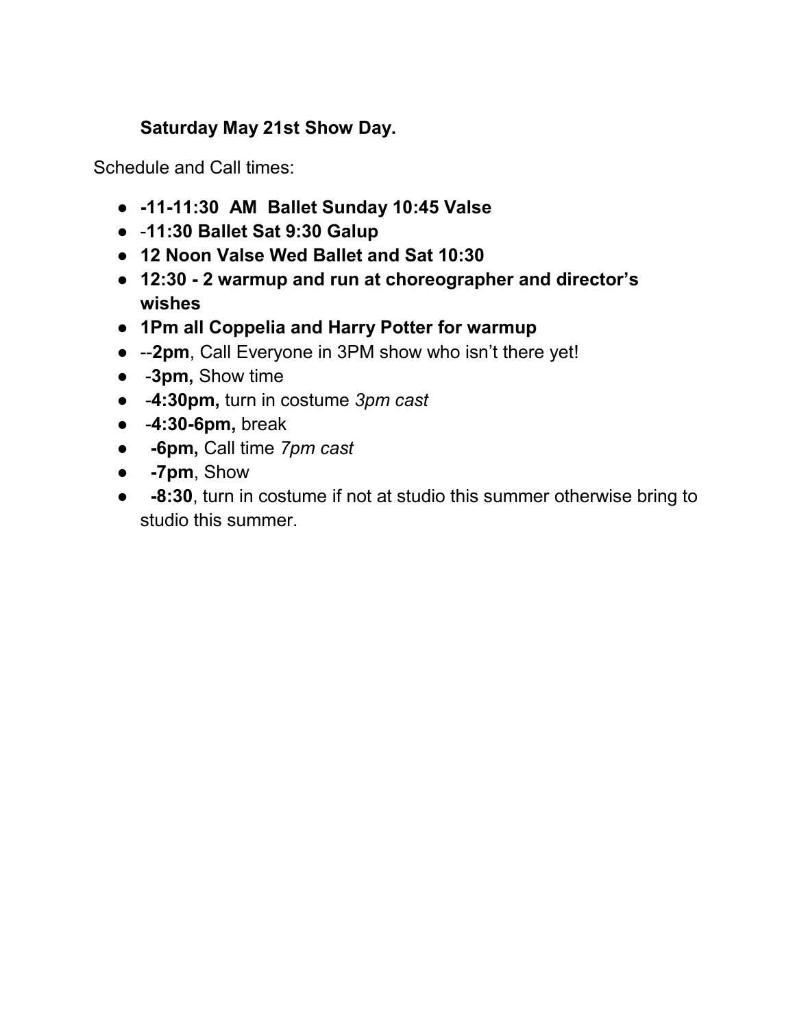**Saturday May 21st Show Day.**

Schedule and Call times:

- **-11-11:30 AM Ballet Sunday 10:45 Valse**
- -**11:30 Ballet Sat 9:30 Galup**
- **12 Noon Valse Wed Ballet and Sat 10:30**
- **12:30 - 2 warmup and run at choreographer and director's wishes**
- **1Pm all Coppelia and Harry Potter for warmup**
- --**2pm**, Call Everyone in 3PM show who isn't there yet!
- -**3pm,** Show time
- -**4:30pm,** turn in costume *3pm cast*
- -**4:30-6pm,** break
- **-6pm,** Call time *7pm cast*
- **-7pm**, Show
- **-8:30**, turn in costume if not at studio this summer otherwise bring to studio this summer.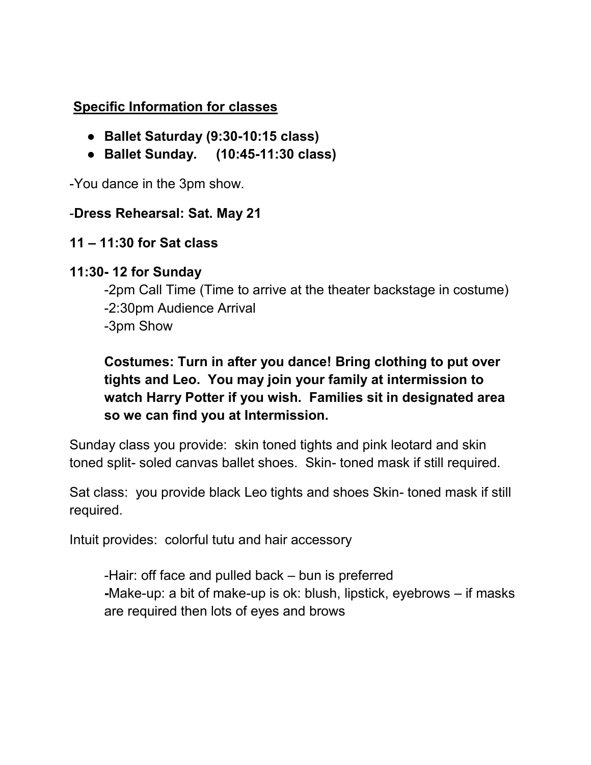**<u>Specific Information for classes</u>**

- **Ballet Saturday (9:30-10:15 class)**
- **Ballet Sunday.     (10:45-11:30 class)**

-You dance in the 3pm show.

-**Dress Rehearsal: Sat. May 21**

**11 – 11:30 for Sat class**

**11:30- 12 for Sunday**

-2pm Call Time (Time to arrive at the theater backstage in costume)
-2:30pm Audience Arrival
-3pm Show

**Costumes: Turn in after you dance! Bring clothing to put over tights and Leo. You may join your family at intermission to watch Harry Potter if you wish. Families sit in designated area so we can find you at Intermission.**

Sunday class you provide: skin toned tights and pink leotard and skin toned split- soled canvas ballet shoes. Skin- toned mask if still required.

Sat class: you provide black Leo tights and shoes Skin- toned mask if still required.

Intuit provides: colorful tutu and hair accessory

-Hair: off face and pulled back – bun is preferred
**-**Make-up: a bit of make-up is ok: blush, lipstick, eyebrows – if masks are required then lots of eyes and brows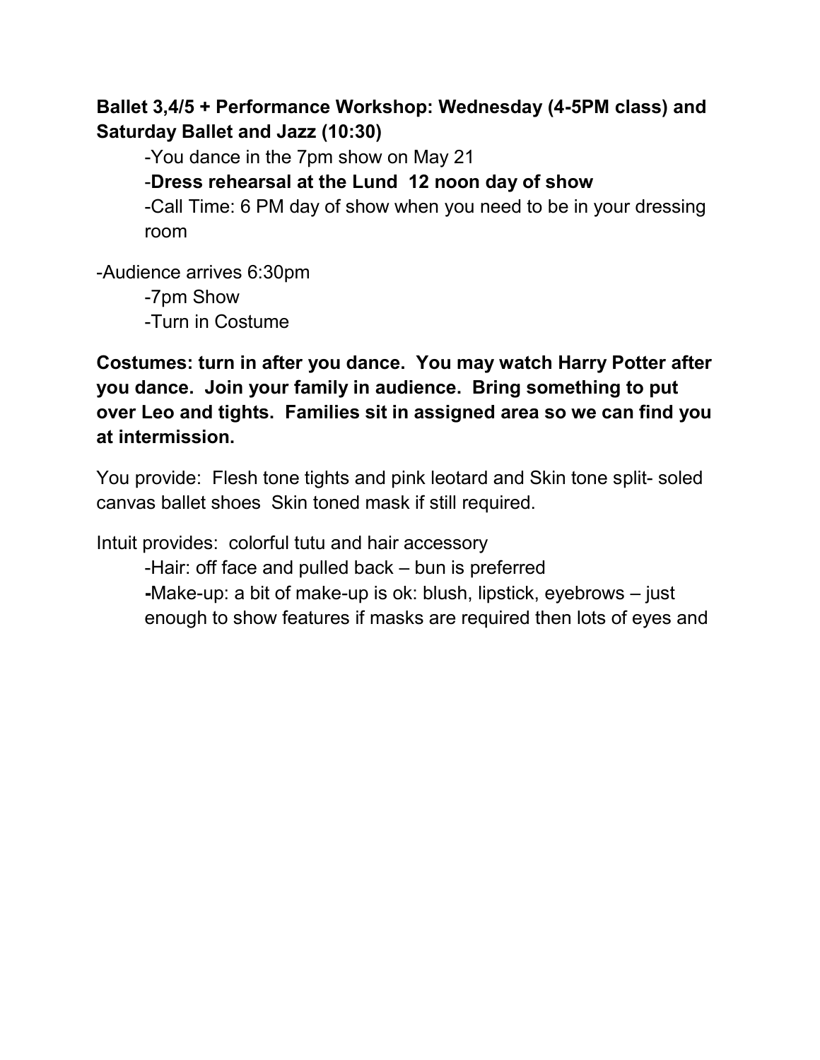**Ballet 3,4/5 + Performance Workshop: Wednesday (4-5PM class) and Saturday Ballet and Jazz (10:30)**

-You dance in the 7pm show on May 21

-**Dress rehearsal at the Lund  12 noon day of show**

-Call Time: 6 PM day of show when you need to be in your dressing room

-Audience arrives 6:30pm

-7pm Show

-Turn in Costume

**Costumes: turn in after you dance.  You may watch Harry Potter after you dance.  Join your family in audience.  Bring something to put over Leo and tights.  Families sit in assigned area so we can find you at intermission.**

You provide:  Flesh tone tights and pink leotard and Skin tone split- soled canvas ballet shoes  Skin toned mask if still required.

Intuit provides:  colorful tutu and hair accessory

-Hair: off face and pulled back – bun is preferred

-Make-up: a bit of make-up is ok: blush, lipstick, eyebrows – just enough to show features if masks are required then lots of eyes and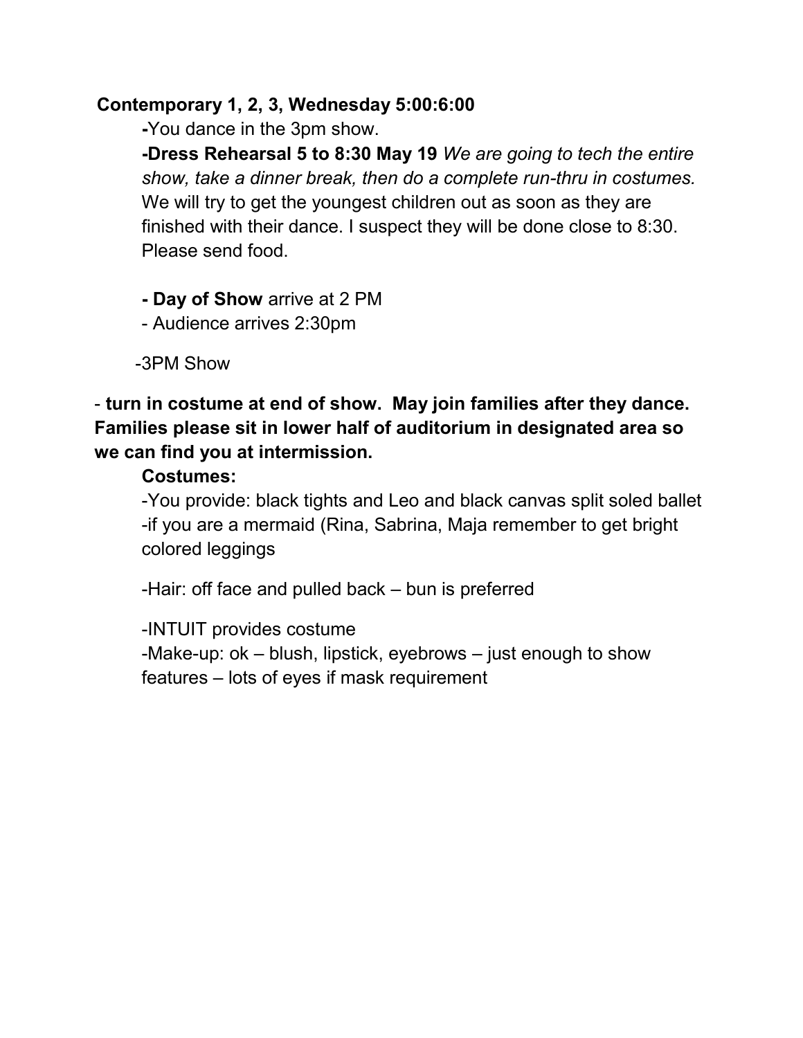**Contemporary 1, 2, 3, Wednesday 5:00:6:00**

**-**You dance in the 3pm show.

**-Dress Rehearsal 5 to 8:30 May 19** *We are going to tech the entire show, take a dinner break, then do a complete run-thru in costumes.* We will try to get the youngest children out as soon as they are finished with their dance. I suspect they will be done close to 8:30. Please send food.

**- Day of Show** arrive at 2 PM

- Audience arrives 2:30pm

-3PM Show

- **turn in costume at end of show. May join families after they dance. Families please sit in lower half of auditorium in designated area so we can find you at intermission.**

**Costumes:**

-You provide: black tights and Leo and black canvas split soled ballet

-if you are a mermaid (Rina, Sabrina, Maja remember to get bright colored leggings

-Hair: off face and pulled back – bun is preferred

-INTUIT provides costume

-Make-up: ok – blush, lipstick, eyebrows – just enough to show features – lots of eyes if mask requirement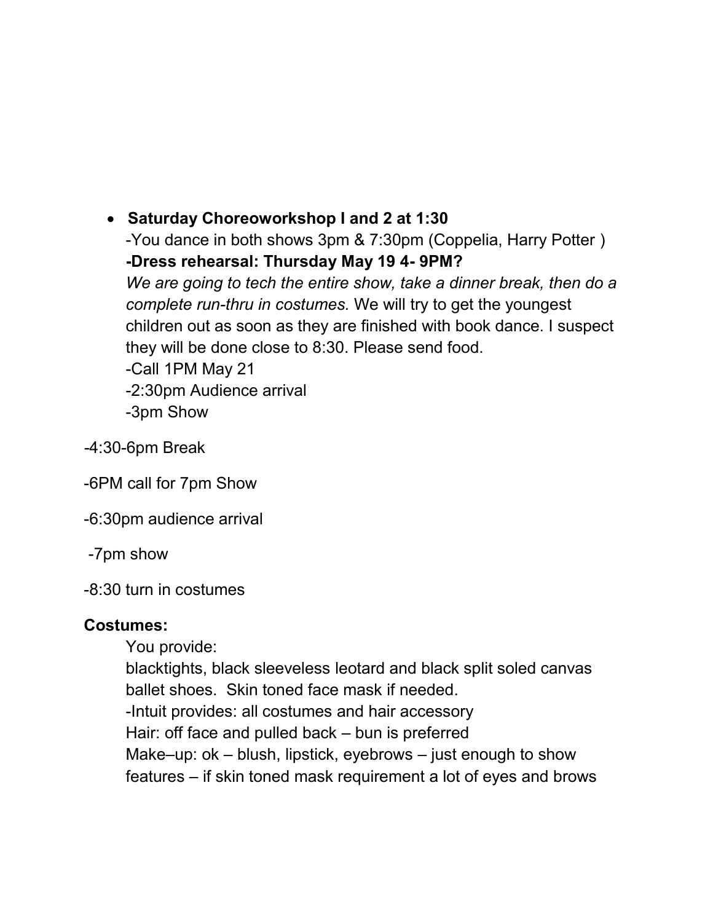- **Saturday Choreoworkshop I and 2 at 1:30**
  -You dance in both shows 3pm & 7:30pm (Coppelia, Harry Potter )
  **-Dress rehearsal: Thursday May 19 4- 9PM?**
  *We are going to tech the entire show, take a dinner break, then do a complete run-thru in costumes.* We will try to get the youngest children out as soon as they are finished with book dance. I suspect they will be done close to 8:30. Please send food.
  -Call 1PM May 21
  -2:30pm Audience arrival
  -3pm Show

-4:30-6pm Break

-6PM call for 7pm Show

-6:30pm audience arrival

-7pm show

-8:30 turn in costumes

**Costumes:**

You provide:
blacktights, black sleeveless leotard and black split soled canvas ballet shoes. Skin toned face mask if needed.
-Intuit provides: all costumes and hair accessory
Hair: off face and pulled back – bun is preferred
Make–up: ok – blush, lipstick, eyebrows – just enough to show features – if skin toned mask requirement a lot of eyes and brows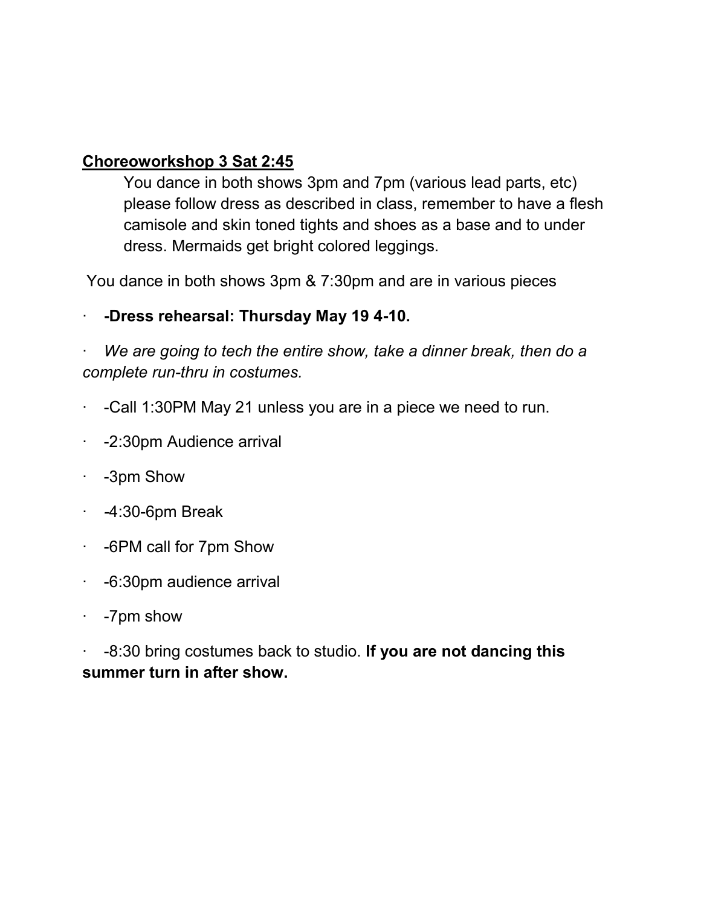**<u>Choreoworkshop 3 Sat 2:45</u>**

> You dance in both shows 3pm and 7pm (various lead parts, etc) please follow dress as described in class, remember to have a flesh camisole and skin toned tights and shoes as a base and to under dress. Mermaids get bright colored leggings.

You dance in both shows 3pm & 7:30pm and are in various pieces

- **-Dress rehearsal: Thursday May 19 4-10.**
- *We are going to tech the entire show, take a dinner break, then do a complete run-thru in costumes.*
- -Call 1:30PM May 21 unless you are in a piece we need to run.
- -2:30pm Audience arrival
- -3pm Show
- -4:30-6pm Break
- -6PM call for 7pm Show
- -6:30pm audience arrival
- -7pm show
- -8:30 bring costumes back to studio. **If you are not dancing this summer turn in after show.**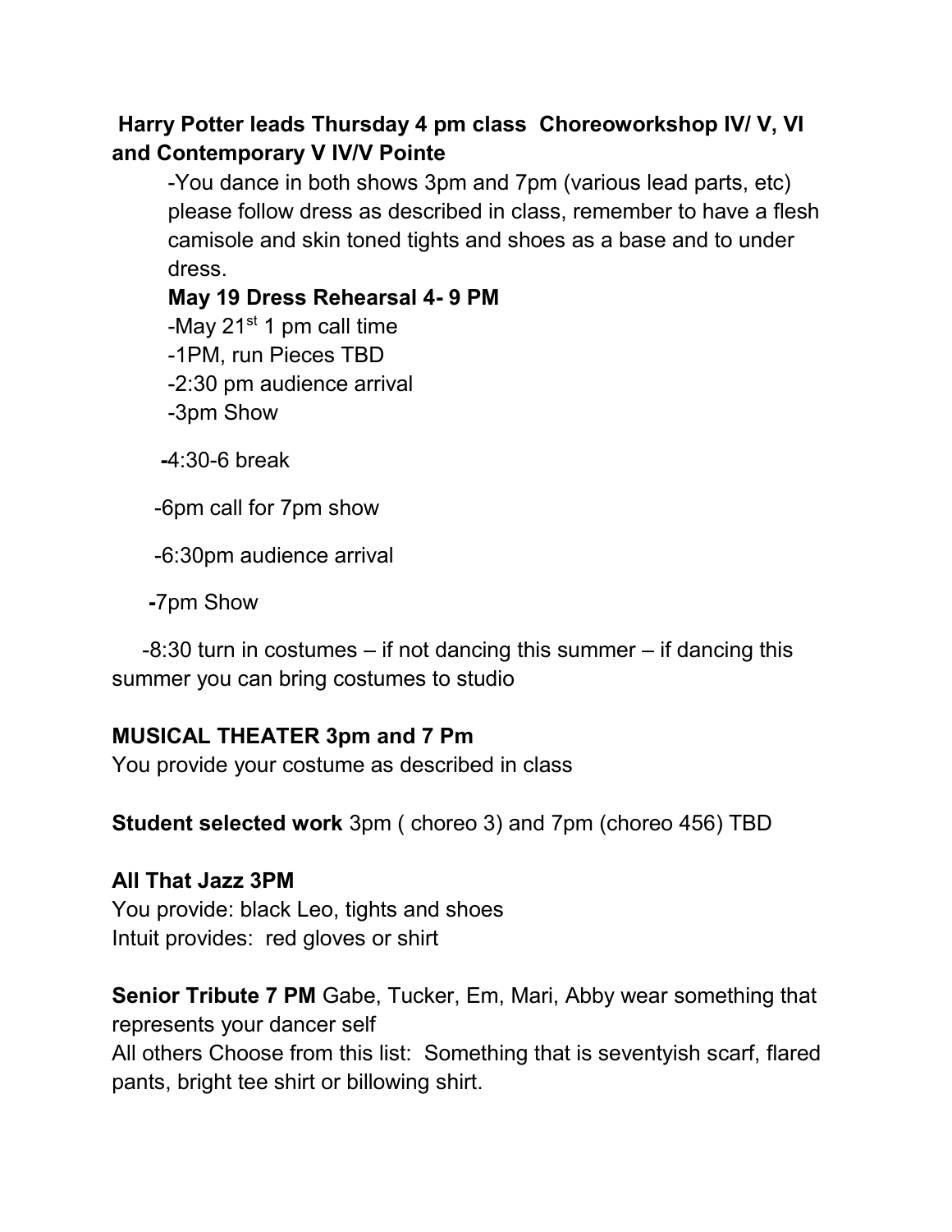**Harry Potter leads Thursday 4 pm class Choreoworkshop IV/ V, VI and Contemporary V IV/V Pointe**

-You dance in both shows 3pm and 7pm (various lead parts, etc) please follow dress as described in class, remember to have a flesh camisole and skin toned tights and shoes as a base and to under dress.

**May 19 Dress Rehearsal 4- 9 PM**

-May 21st 1 pm call time

-1PM, run Pieces TBD

-2:30 pm audience arrival

-3pm Show

-4:30-6 break

-6pm call for 7pm show

-6:30pm audience arrival

-7pm Show

-8:30 turn in costumes – if not dancing this summer – if dancing this summer you can bring costumes to studio

**MUSICAL THEATER 3pm and 7 Pm**

You provide your costume as described in class

**Student selected work** 3pm ( choreo 3) and 7pm (choreo 456) TBD

**All That Jazz 3PM**

You provide: black Leo, tights and shoes

Intuit provides: red gloves or shirt

**Senior Tribute 7 PM** Gabe, Tucker, Em, Mari, Abby wear something that represents your dancer self

All others Choose from this list: Something that is seventyish scarf, flared pants, bright tee shirt or billowing shirt.